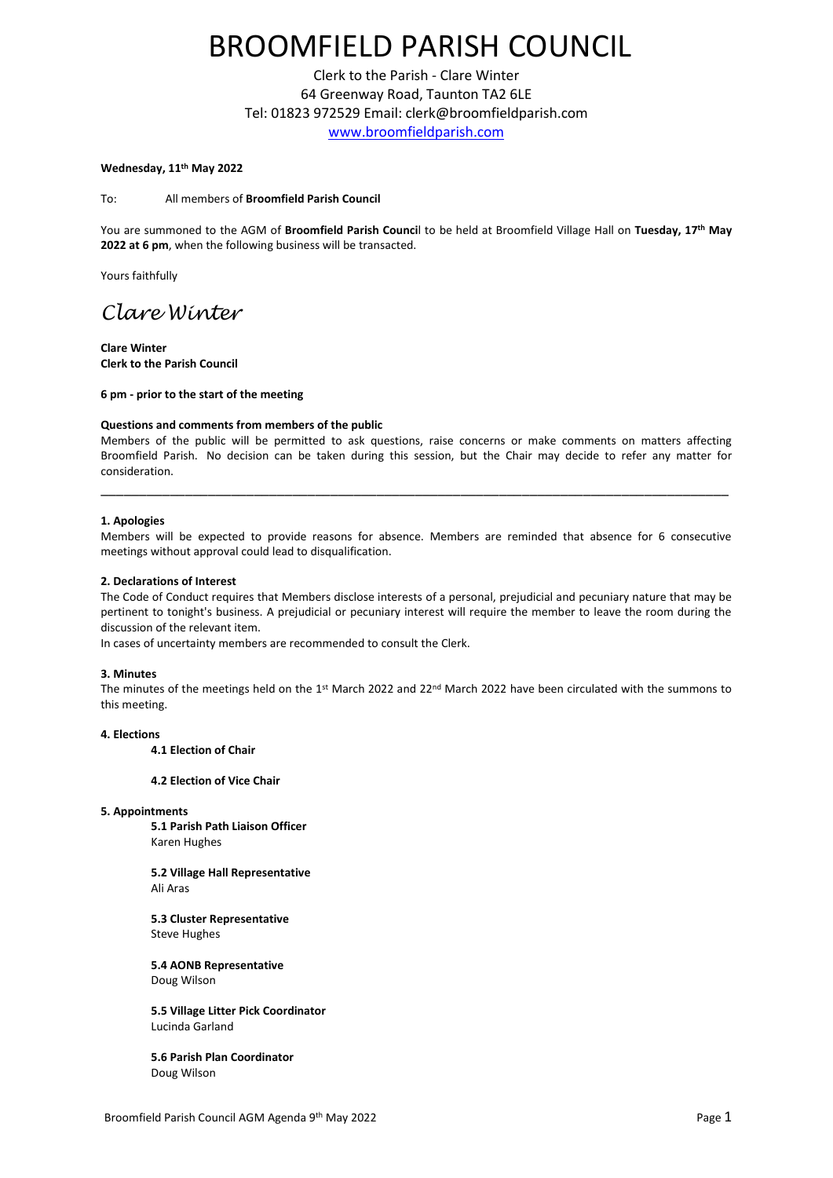# BROOMFIELD PARISH COUNCIL

Clerk to the Parish - Clare Winter
64 Greenway Road, Taunton TA2 6LE
Tel: 01823 972529 Email: clerk@broomfieldparish.com
www.broomfieldparish.com

**Wednesday, 11th May 2022**

To: All members of **Broomfield Parish Council**

You are summoned to the AGM of **Broomfield Parish Council** to be held at Broomfield Village Hall on **Tuesday, 17th May 2022 at 6 pm**, when the following business will be transacted.

Yours faithfully

*Clare Winter*

**Clare Winter**
**Clerk to the Parish Council**

**6 pm - prior to the start of the meeting**

**Questions and comments from members of the public**
Members of the public will be permitted to ask questions, raise concerns or make comments on matters affecting Broomfield Parish. No decision can be taken during this session, but the Chair may decide to refer any matter for consideration.

---

**1. Apologies**
Members will be expected to provide reasons for absence. Members are reminded that absence for 6 consecutive meetings without approval could lead to disqualification.

**2. Declarations of Interest**
The Code of Conduct requires that Members disclose interests of a personal, prejudicial and pecuniary nature that may be pertinent to tonight's business. A prejudicial or pecuniary interest will require the member to leave the room during the discussion of the relevant item.
In cases of uncertainty members are recommended to consult the Clerk.

**3. Minutes**
The minutes of the meetings held on the 1st March 2022 and 22nd March 2022 have been circulated with the summons to this meeting.

**4. Elections**

**4.1 Election of Chair**

**4.2 Election of Vice Chair**

**5. Appointments**

**5.1 Parish Path Liaison Officer**
Karen Hughes

**5.2 Village Hall Representative**
Ali Aras

**5.3 Cluster Representative**
Steve Hughes

**5.4 AONB Representative**
Doug Wilson

**5.5 Village Litter Pick Coordinator**
Lucinda Garland

**5.6 Parish Plan Coordinator**
Doug Wilson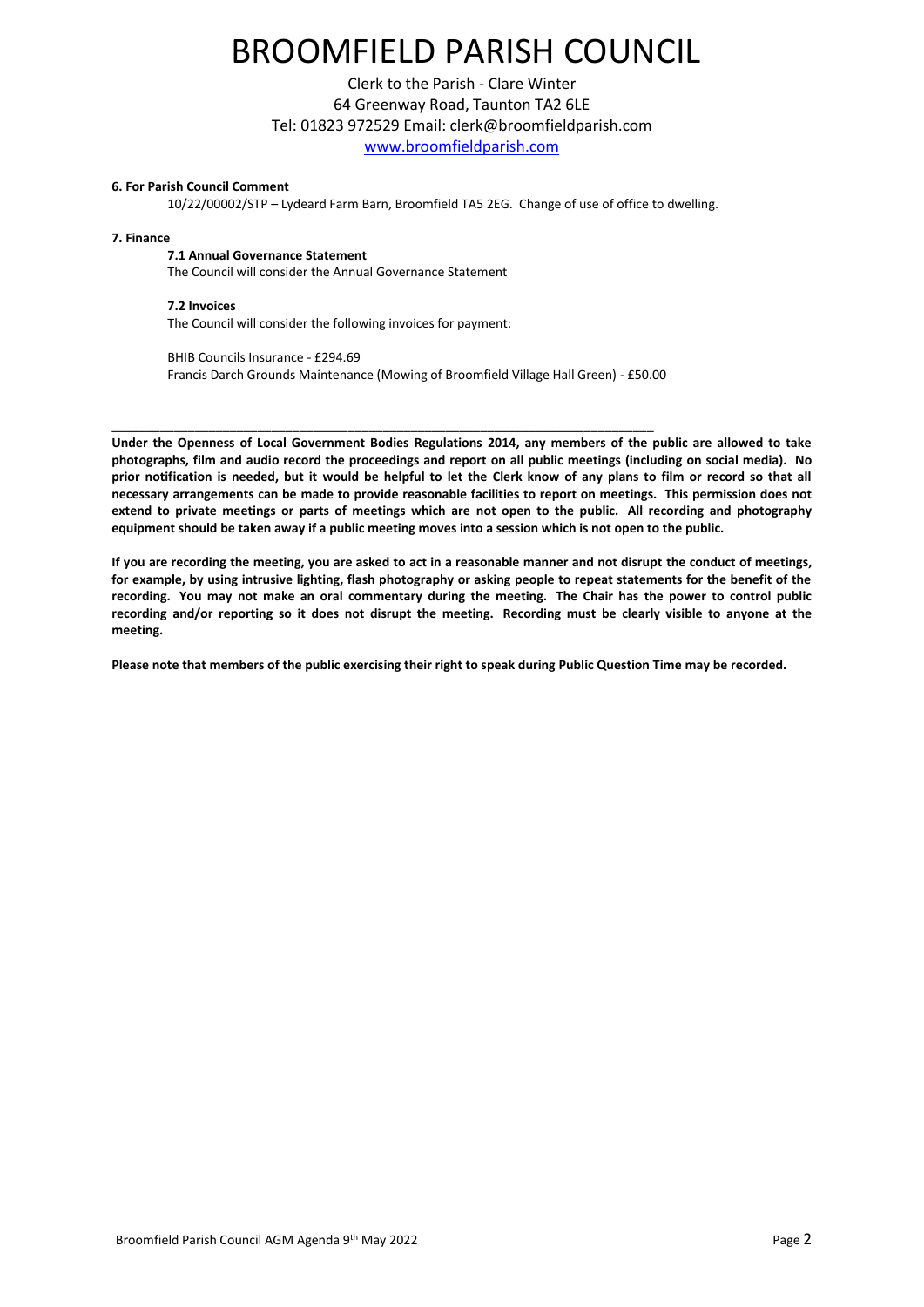# BROOMFIELD PARISH COUNCIL

Clerk to the Parish - Clare Winter
64 Greenway Road, Taunton TA2 6LE
Tel: 01823 972529 Email: clerk@broomfieldparish.com
www.broomfieldparish.com

**6. For Parish Council Comment**

10/22/00002/STP – Lydeard Farm Barn, Broomfield TA5 2EG. Change of use of office to dwelling.

**7. Finance**

**7.1 Annual Governance Statement**

The Council will consider the Annual Governance Statement

**7.2 Invoices**

The Council will consider the following invoices for payment:

BHIB Councils Insurance - £294.69
Francis Darch Grounds Maintenance (Mowing of Broomfield Village Hall Green) - £50.00

---

**Under the Openness of Local Government Bodies Regulations 2014, any members of the public are allowed to take photographs, film and audio record the proceedings and report on all public meetings (including on social media). No prior notification is needed, but it would be helpful to let the Clerk know of any plans to film or record so that all necessary arrangements can be made to provide reasonable facilities to report on meetings. This permission does not extend to private meetings or parts of meetings which are not open to the public. All recording and photography equipment should be taken away if a public meeting moves into a session which is not open to the public.**

**If you are recording the meeting, you are asked to act in a reasonable manner and not disrupt the conduct of meetings, for example, by using intrusive lighting, flash photography or asking people to repeat statements for the benefit of the recording. You may not make an oral commentary during the meeting. The Chair has the power to control public recording and/or reporting so it does not disrupt the meeting. Recording must be clearly visible to anyone at the meeting.**

**Please note that members of the public exercising their right to speak during Public Question Time may be recorded.**